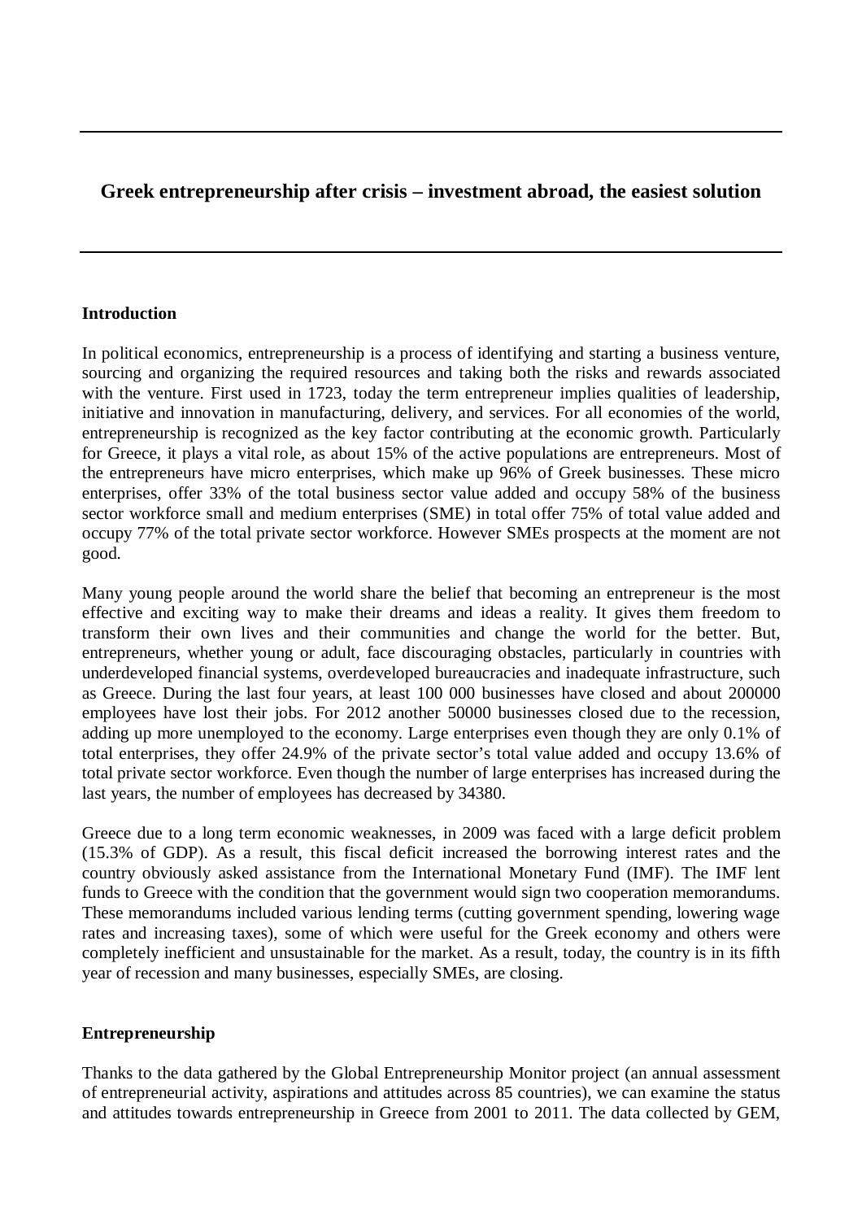# Greek entrepreneurship after crisis – investment abroad, the easiest solution

## Introduction

In political economics, entrepreneurship is a process of identifying and starting a business venture, sourcing and organizing the required resources and taking both the risks and rewards associated with the venture. First used in 1723, today the term entrepreneur implies qualities of leadership, initiative and innovation in manufacturing, delivery, and services. For all economies of the world, entrepreneurship is recognized as the key factor contributing at the economic growth. Particularly for Greece, it plays a vital role, as about 15% of the active populations are entrepreneurs. Most of the entrepreneurs have micro enterprises, which make up 96% of Greek businesses. These micro enterprises, offer 33% of the total business sector value added and occupy 58% of the business sector workforce small and medium enterprises (SME) in total offer 75% of total value added and occupy 77% of the total private sector workforce. However SMEs prospects at the moment are not good.

Many young people around the world share the belief that becoming an entrepreneur is the most effective and exciting way to make their dreams and ideas a reality. It gives them freedom to transform their own lives and their communities and change the world for the better. But, entrepreneurs, whether young or adult, face discouraging obstacles, particularly in countries with underdeveloped financial systems, overdeveloped bureaucracies and inadequate infrastructure, such as Greece. During the last four years, at least 100 000 businesses have closed and about 200000 employees have lost their jobs. For 2012 another 50000 businesses closed due to the recession, adding up more unemployed to the economy. Large enterprises even though they are only 0.1% of total enterprises, they offer 24.9% of the private sector's total value added and occupy 13.6% of total private sector workforce. Even though the number of large enterprises has increased during the last years, the number of employees has decreased by 34380.

Greece due to a long term economic weaknesses, in 2009 was faced with a large deficit problem (15.3% of GDP). As a result, this fiscal deficit increased the borrowing interest rates and the country obviously asked assistance from the International Monetary Fund (IMF). The IMF lent funds to Greece with the condition that the government would sign two cooperation memorandums. These memorandums included various lending terms (cutting government spending, lowering wage rates and increasing taxes), some of which were useful for the Greek economy and others were completely inefficient and unsustainable for the market. As a result, today, the country is in its fifth year of recession and many businesses, especially SMEs, are closing.

## Entrepreneurship

Thanks to the data gathered by the Global Entrepreneurship Monitor project (an annual assessment of entrepreneurial activity, aspirations and attitudes across 85 countries), we can examine the status and attitudes towards entrepreneurship in Greece from 2001 to 2011. The data collected by GEM,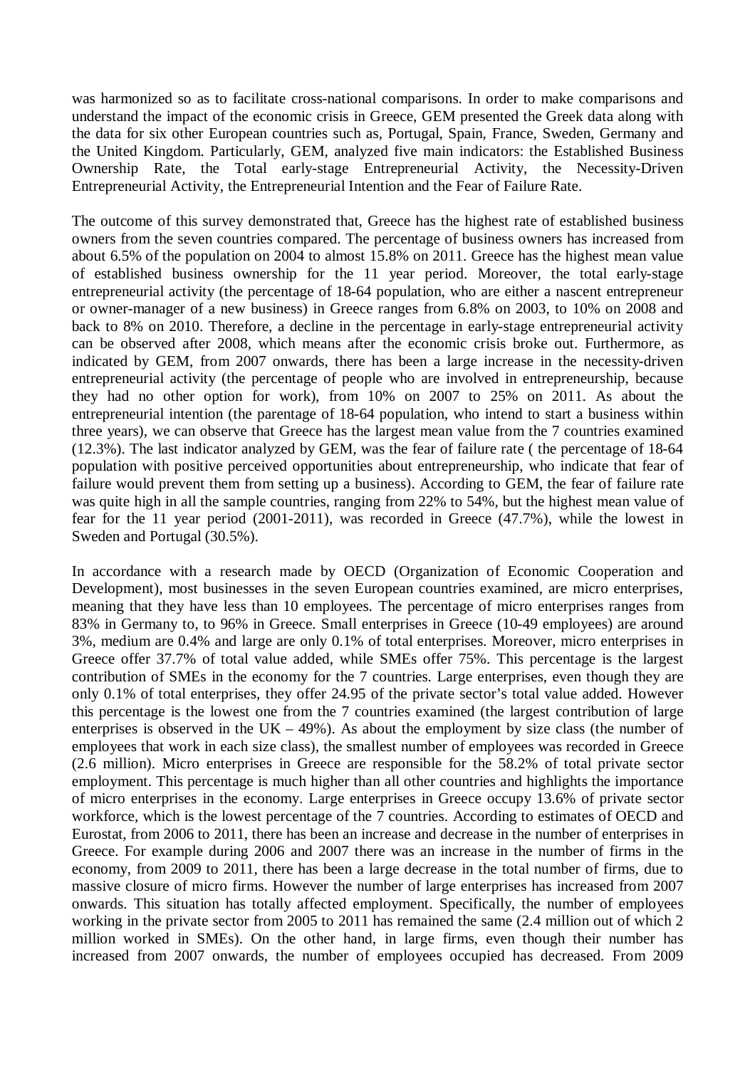was harmonized so as to facilitate cross-national comparisons. In order to make comparisons and understand the impact of the economic crisis in Greece, GEM presented the Greek data along with the data for six other European countries such as, Portugal, Spain, France, Sweden, Germany and the United Kingdom. Particularly, GEM, analyzed five main indicators: the Established Business Ownership Rate, the Total early-stage Entrepreneurial Activity, the Necessity-Driven Entrepreneurial Activity, the Entrepreneurial Intention and the Fear of Failure Rate.

The outcome of this survey demonstrated that, Greece has the highest rate of established business owners from the seven countries compared. The percentage of business owners has increased from about 6.5% of the population on 2004 to almost 15.8% on 2011. Greece has the highest mean value of established business ownership for the 11 year period. Moreover, the total early-stage entrepreneurial activity (the percentage of 18-64 population, who are either a nascent entrepreneur or owner-manager of a new business) in Greece ranges from 6.8% on 2003, to 10% on 2008 and back to 8% on 2010. Therefore, a decline in the percentage in early-stage entrepreneurial activity can be observed after 2008, which means after the economic crisis broke out. Furthermore, as indicated by GEM, from 2007 onwards, there has been a large increase in the necessity-driven entrepreneurial activity (the percentage of people who are involved in entrepreneurship, because they had no other option for work), from 10% on 2007 to 25% on 2011. As about the entrepreneurial intention (the parentage of 18-64 population, who intend to start a business within three years), we can observe that Greece has the largest mean value from the 7 countries examined (12.3%). The last indicator analyzed by GEM, was the fear of failure rate ( the percentage of 18-64 population with positive perceived opportunities about entrepreneurship, who indicate that fear of failure would prevent them from setting up a business). According to GEM, the fear of failure rate was quite high in all the sample countries, ranging from 22% to 54%, but the highest mean value of fear for the 11 year period (2001-2011), was recorded in Greece (47.7%), while the lowest in Sweden and Portugal (30.5%).

In accordance with a research made by OECD (Organization of Economic Cooperation and Development), most businesses in the seven European countries examined, are micro enterprises, meaning that they have less than 10 employees. The percentage of micro enterprises ranges from 83% in Germany to, to 96% in Greece. Small enterprises in Greece (10-49 employees) are around 3%, medium are 0.4% and large are only 0.1% of total enterprises. Moreover, micro enterprises in Greece offer 37.7% of total value added, while SMEs offer 75%. This percentage is the largest contribution of SMEs in the economy for the 7 countries. Large enterprises, even though they are only 0.1% of total enterprises, they offer 24.95 of the private sector's total value added. However this percentage is the lowest one from the 7 countries examined (the largest contribution of large enterprises is observed in the UK – 49%). As about the employment by size class (the number of employees that work in each size class), the smallest number of employees was recorded in Greece (2.6 million). Micro enterprises in Greece are responsible for the 58.2% of total private sector employment. This percentage is much higher than all other countries and highlights the importance of micro enterprises in the economy. Large enterprises in Greece occupy 13.6% of private sector workforce, which is the lowest percentage of the 7 countries. According to estimates of OECD and Eurostat, from 2006 to 2011, there has been an increase and decrease in the number of enterprises in Greece. For example during 2006 and 2007 there was an increase in the number of firms in the economy, from 2009 to 2011, there has been a large decrease in the total number of firms, due to massive closure of micro firms. However the number of large enterprises has increased from 2007 onwards. This situation has totally affected employment. Specifically, the number of employees working in the private sector from 2005 to 2011 has remained the same (2.4 million out of which 2 million worked in SMEs). On the other hand, in large firms, even though their number has increased from 2007 onwards, the number of employees occupied has decreased. From 2009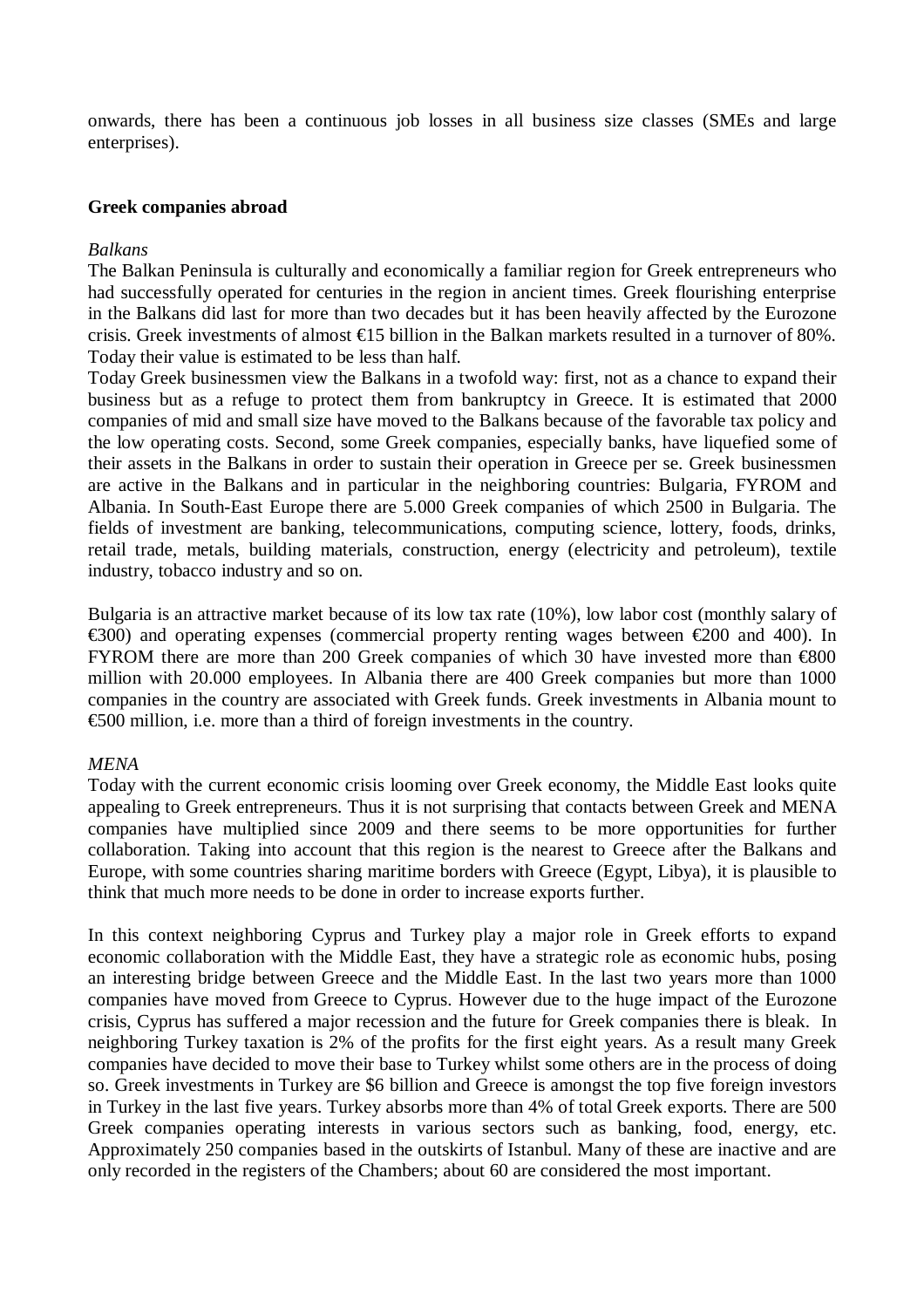onwards, there has been a continuous job losses in all business size classes (SMEs and large enterprises).

## Greek companies abroad

*Balkans*

The Balkan Peninsula is culturally and economically a familiar region for Greek entrepreneurs who had successfully operated for centuries in the region in ancient times. Greek flourishing enterprise in the Balkans did last for more than two decades but it has been heavily affected by the Eurozone crisis. Greek investments of almost €15 billion in the Balkan markets resulted in a turnover of 80%. Today their value is estimated to be less than half.

Today Greek businessmen view the Balkans in a twofold way: first, not as a chance to expand their business but as a refuge to protect them from bankruptcy in Greece. It is estimated that 2000 companies of mid and small size have moved to the Balkans because of the favorable tax policy and the low operating costs. Second, some Greek companies, especially banks, have liquefied some of their assets in the Balkans in order to sustain their operation in Greece per se. Greek businessmen are active in the Balkans and in particular in the neighboring countries: Bulgaria, FYROM and Albania. In South-East Europe there are 5.000 Greek companies of which 2500 in Bulgaria. The fields of investment are banking, telecommunications, computing science, lottery, foods, drinks, retail trade, metals, building materials, construction, energy (electricity and petroleum), textile industry, tobacco industry and so on.

Bulgaria is an attractive market because of its low tax rate (10%), low labor cost (monthly salary of €300) and operating expenses (commercial property renting wages between €200 and 400). In FYROM there are more than 200 Greek companies of which 30 have invested more than €800 million with 20.000 employees. In Albania there are 400 Greek companies but more than 1000 companies in the country are associated with Greek funds. Greek investments in Albania mount to €500 million, i.e. more than a third of foreign investments in the country.

*MENA*

Today with the current economic crisis looming over Greek economy, the Middle East looks quite appealing to Greek entrepreneurs. Thus it is not surprising that contacts between Greek and MENA companies have multiplied since 2009 and there seems to be more opportunities for further collaboration. Taking into account that this region is the nearest to Greece after the Balkans and Europe, with some countries sharing maritime borders with Greece (Egypt, Libya), it is plausible to think that much more needs to be done in order to increase exports further.

In this context neighboring Cyprus and Turkey play a major role in Greek efforts to expand economic collaboration with the Middle East, they have a strategic role as economic hubs, posing an interesting bridge between Greece and the Middle East. In the last two years more than 1000 companies have moved from Greece to Cyprus. However due to the huge impact of the Eurozone crisis, Cyprus has suffered a major recession and the future for Greek companies there is bleak. In neighboring Turkey taxation is 2% of the profits for the first eight years. As a result many Greek companies have decided to move their base to Turkey whilst some others are in the process of doing so. Greek investments in Turkey are $6 billion and Greece is amongst the top five foreign investors in Turkey in the last five years. Turkey absorbs more than 4% of total Greek exports. There are 500 Greek companies operating interests in various sectors such as banking, food, energy, etc. Approximately 250 companies based in the outskirts of Istanbul. Many of these are inactive and are only recorded in the registers of the Chambers; about 60 are considered the most important.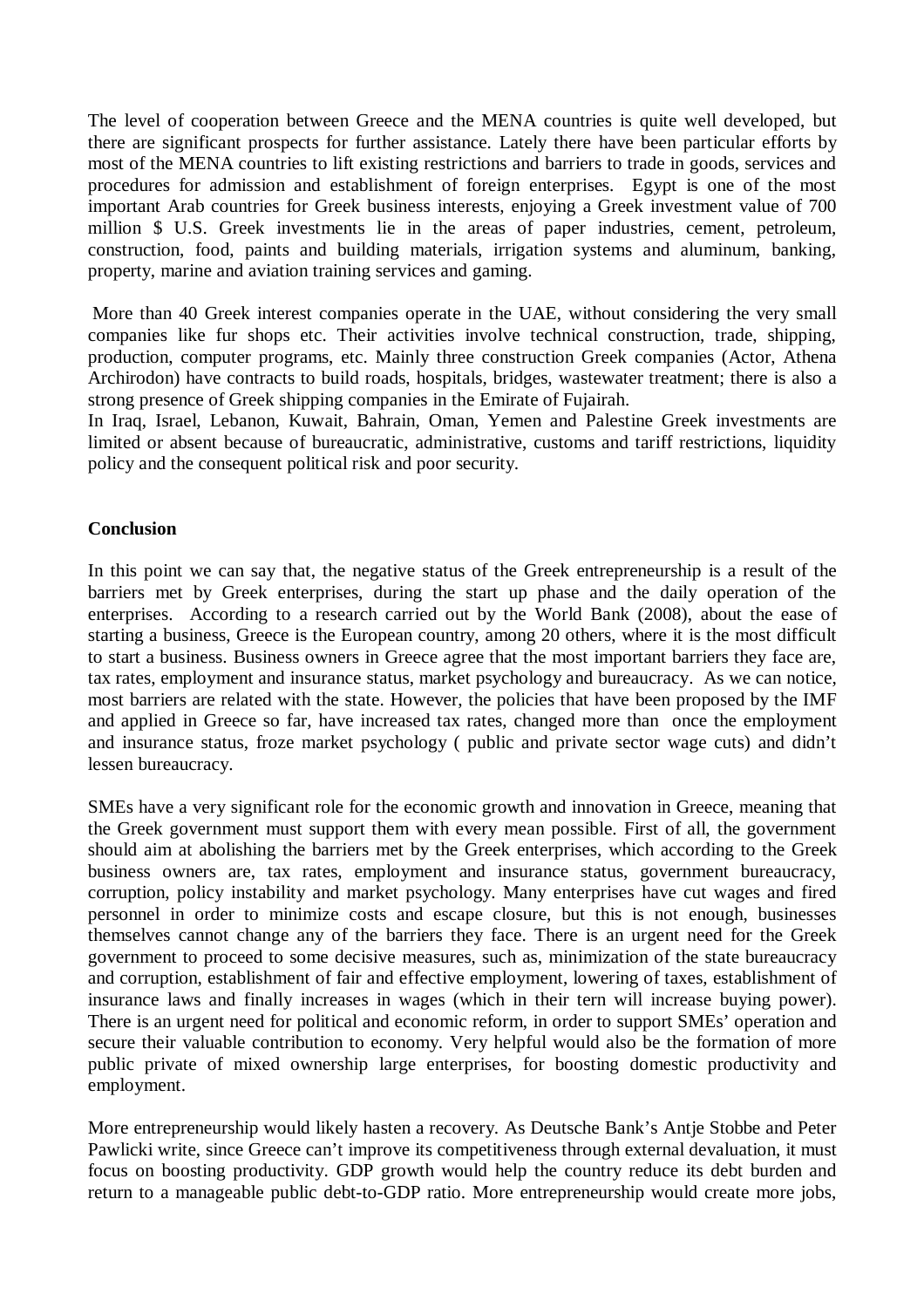The level of cooperation between Greece and the MENA countries is quite well developed, but there are significant prospects for further assistance. Lately there have been particular efforts by most of the MENA countries to lift existing restrictions and barriers to trade in goods, services and procedures for admission and establishment of foreign enterprises. Egypt is one of the most important Arab countries for Greek business interests, enjoying a Greek investment value of 700 million $ U.S. Greek investments lie in the areas of paper industries, cement, petroleum, construction, food, paints and building materials, irrigation systems and aluminum, banking, property, marine and aviation training services and gaming.

More than 40 Greek interest companies operate in the UAE, without considering the very small companies like fur shops etc. Their activities involve technical construction, trade, shipping, production, computer programs, etc. Mainly three construction Greek companies (Actor, Athena Archirodon) have contracts to build roads, hospitals, bridges, wastewater treatment; there is also a strong presence of Greek shipping companies in the Emirate of Fujairah.
In Iraq, Israel, Lebanon, Kuwait, Bahrain, Oman, Yemen and Palestine Greek investments are limited or absent because of bureaucratic, administrative, customs and tariff restrictions, liquidity policy and the consequent political risk and poor security.

**Conclusion**

In this point we can say that, the negative status of the Greek entrepreneurship is a result of the barriers met by Greek enterprises, during the start up phase and the daily operation of the enterprises. According to a research carried out by the World Bank (2008), about the ease of starting a business, Greece is the European country, among 20 others, where it is the most difficult to start a business. Business owners in Greece agree that the most important barriers they face are, tax rates, employment and insurance status, market psychology and bureaucracy. As we can notice, most barriers are related with the state. However, the policies that have been proposed by the IMF and applied in Greece so far, have increased tax rates, changed more than once the employment and insurance status, froze market psychology ( public and private sector wage cuts) and didn't lessen bureaucracy.

SMEs have a very significant role for the economic growth and innovation in Greece, meaning that the Greek government must support them with every mean possible. First of all, the government should aim at abolishing the barriers met by the Greek enterprises, which according to the Greek business owners are, tax rates, employment and insurance status, government bureaucracy, corruption, policy instability and market psychology. Many enterprises have cut wages and fired personnel in order to minimize costs and escape closure, but this is not enough, businesses themselves cannot change any of the barriers they face. There is an urgent need for the Greek government to proceed to some decisive measures, such as, minimization of the state bureaucracy and corruption, establishment of fair and effective employment, lowering of taxes, establishment of insurance laws and finally increases in wages (which in their tern will increase buying power). There is an urgent need for political and economic reform, in order to support SMEs' operation and secure their valuable contribution to economy. Very helpful would also be the formation of more public private of mixed ownership large enterprises, for boosting domestic productivity and employment.

More entrepreneurship would likely hasten a recovery. As Deutsche Bank's Antje Stobbe and Peter Pawlicki write, since Greece can't improve its competitiveness through external devaluation, it must focus on boosting productivity. GDP growth would help the country reduce its debt burden and return to a manageable public debt-to-GDP ratio. More entrepreneurship would create more jobs,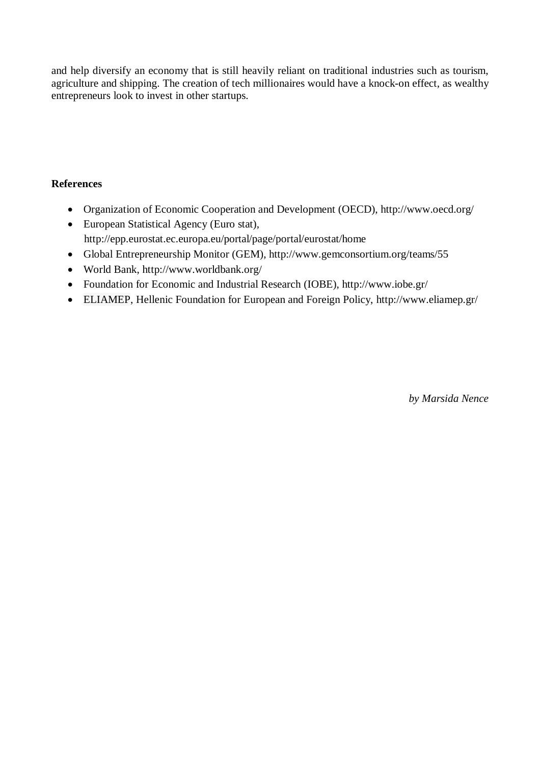and help diversify an economy that is still heavily reliant on traditional industries such as tourism, agriculture and shipping. The creation of tech millionaires would have a knock-on effect, as wealthy entrepreneurs look to invest in other startups.

**References**

- Organization of Economic Cooperation and Development (OECD), http://www.oecd.org/
- European Statistical Agency (Euro stat), http://epp.eurostat.ec.europa.eu/portal/page/portal/eurostat/home
- Global Entrepreneurship Monitor (GEM), http://www.gemconsortium.org/teams/55
- World Bank, http://www.worldbank.org/
- Foundation for Economic and Industrial Research (IOBE), http://www.iobe.gr/
- ELIAMEP, Hellenic Foundation for European and Foreign Policy, http://www.eliamep.gr/

*by Marsida Nence*